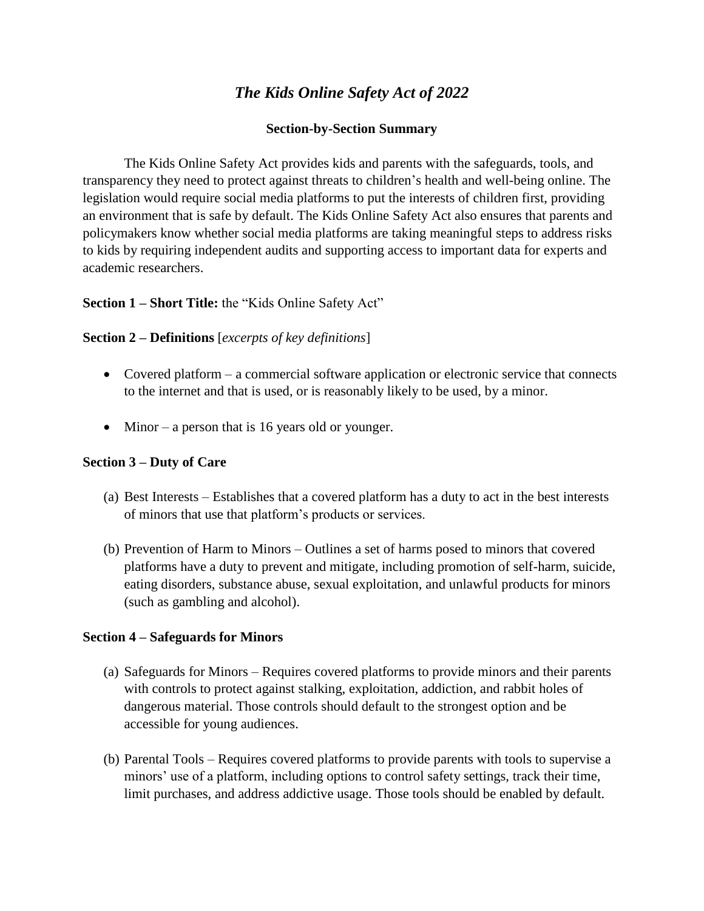# *The Kids Online Safety Act of 2022*

**Section-by-Section Summary**

The Kids Online Safety Act provides kids and parents with the safeguards, tools, and transparency they need to protect against threats to children's health and well-being online. The legislation would require social media platforms to put the interests of children first, providing an environment that is safe by default. The Kids Online Safety Act also ensures that parents and policymakers know whether social media platforms are taking meaningful steps to address risks to kids by requiring independent audits and supporting access to important data for experts and academic researchers.

**Section 1 – Short Title:** the "Kids Online Safety Act"

**Section 2 – Definitions** [*excerpts of key definitions*]

- Covered platform – a commercial software application or electronic service that connects to the internet and that is used, or is reasonably likely to be used, by a minor.
- Minor – a person that is 16 years old or younger.

**Section 3 – Duty of Care**

(a) Best Interests – Establishes that a covered platform has a duty to act in the best interests of minors that use that platform's products or services.

(b) Prevention of Harm to Minors – Outlines a set of harms posed to minors that covered platforms have a duty to prevent and mitigate, including promotion of self-harm, suicide, eating disorders, substance abuse, sexual exploitation, and unlawful products for minors (such as gambling and alcohol).

**Section 4 – Safeguards for Minors**

(a) Safeguards for Minors – Requires covered platforms to provide minors and their parents with controls to protect against stalking, exploitation, addiction, and rabbit holes of dangerous material. Those controls should default to the strongest option and be accessible for young audiences.

(b) Parental Tools – Requires covered platforms to provide parents with tools to supervise a minors' use of a platform, including options to control safety settings, track their time, limit purchases, and address addictive usage. Those tools should be enabled by default.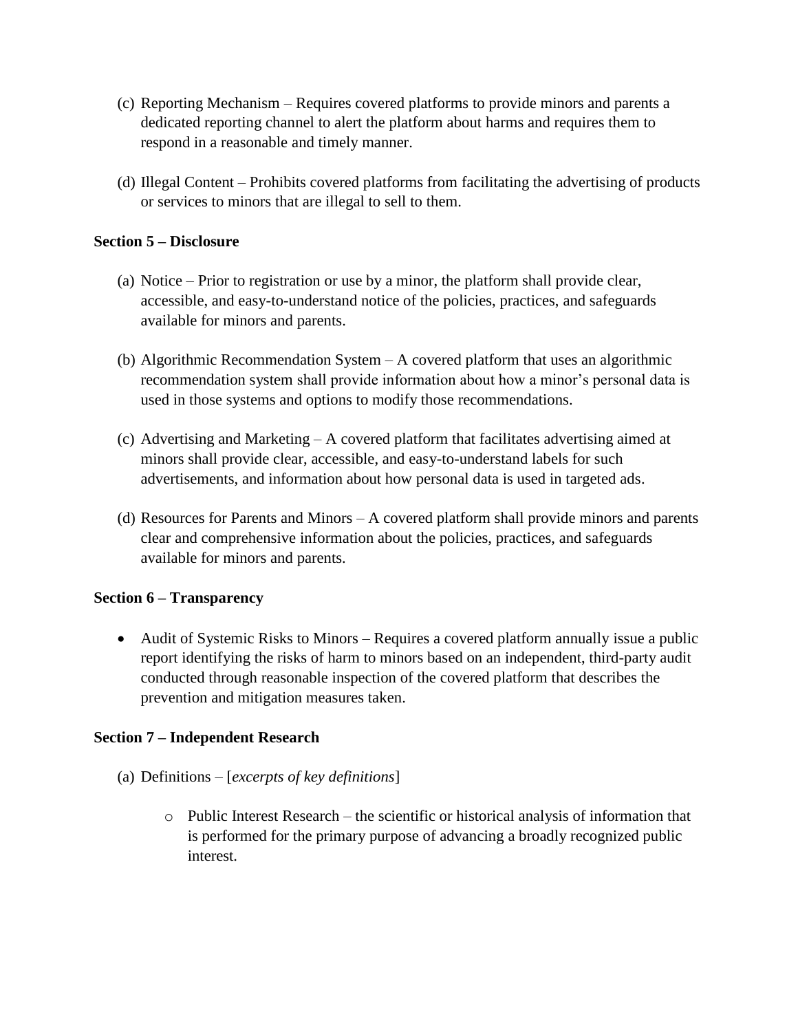(c) Reporting Mechanism – Requires covered platforms to provide minors and parents a dedicated reporting channel to alert the platform about harms and requires them to respond in a reasonable and timely manner.

(d) Illegal Content – Prohibits covered platforms from facilitating the advertising of products or services to minors that are illegal to sell to them.

**Section 5 – Disclosure**

(a) Notice – Prior to registration or use by a minor, the platform shall provide clear, accessible, and easy-to-understand notice of the policies, practices, and safeguards available for minors and parents.

(b) Algorithmic Recommendation System – A covered platform that uses an algorithmic recommendation system shall provide information about how a minor's personal data is used in those systems and options to modify those recommendations.

(c) Advertising and Marketing – A covered platform that facilitates advertising aimed at minors shall provide clear, accessible, and easy-to-understand labels for such advertisements, and information about how personal data is used in targeted ads.

(d) Resources for Parents and Minors – A covered platform shall provide minors and parents clear and comprehensive information about the policies, practices, and safeguards available for minors and parents.

**Section 6 – Transparency**

- Audit of Systemic Risks to Minors – Requires a covered platform annually issue a public report identifying the risks of harm to minors based on an independent, third-party audit conducted through reasonable inspection of the covered platform that describes the prevention and mitigation measures taken.

**Section 7 – Independent Research**

(a) Definitions – [*excerpts of key definitions*]

- Public Interest Research – the scientific or historical analysis of information that is performed for the primary purpose of advancing a broadly recognized public interest.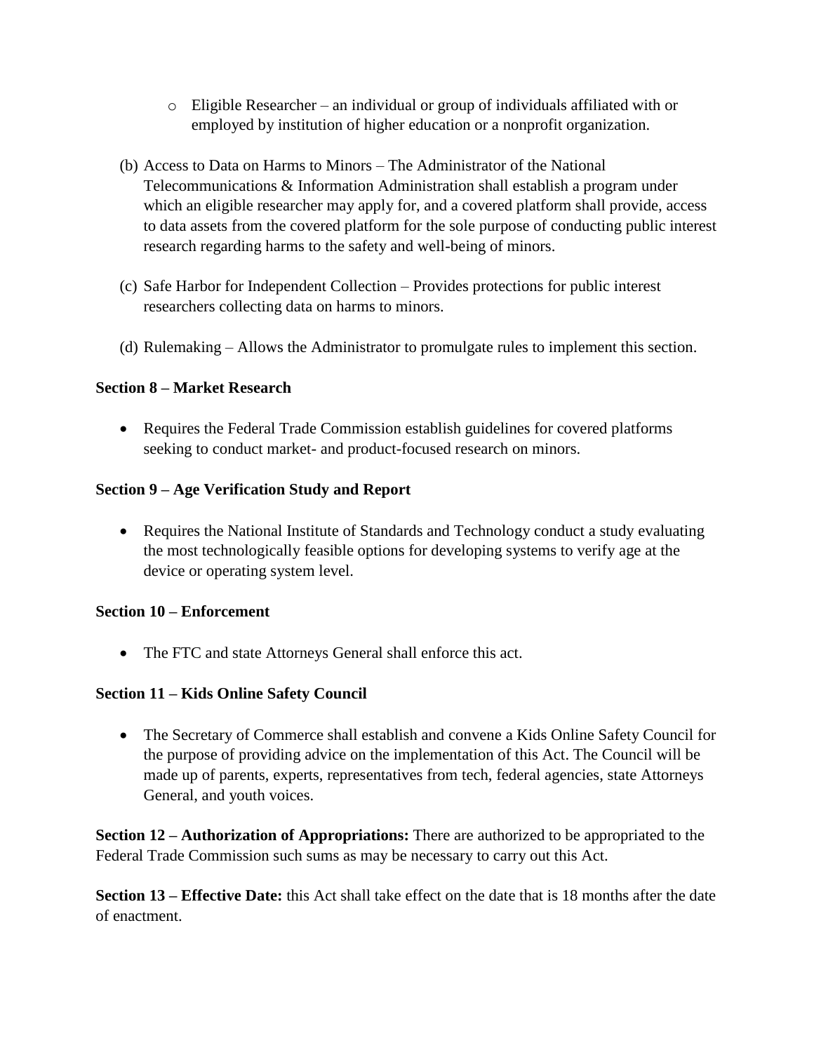- Eligible Researcher – an individual or group of individuals affiliated with or employed by institution of higher education or a nonprofit organization.

(b) Access to Data on Harms to Minors – The Administrator of the National Telecommunications & Information Administration shall establish a program under which an eligible researcher may apply for, and a covered platform shall provide, access to data assets from the covered platform for the sole purpose of conducting public interest research regarding harms to the safety and well-being of minors.

(c) Safe Harbor for Independent Collection – Provides protections for public interest researchers collecting data on harms to minors.

(d) Rulemaking – Allows the Administrator to promulgate rules to implement this section.

**Section 8 – Market Research**

- Requires the Federal Trade Commission establish guidelines for covered platforms seeking to conduct market- and product-focused research on minors.

**Section 9 – Age Verification Study and Report**

- Requires the National Institute of Standards and Technology conduct a study evaluating the most technologically feasible options for developing systems to verify age at the device or operating system level.

**Section 10 – Enforcement**

- The FTC and state Attorneys General shall enforce this act.

**Section 11 – Kids Online Safety Council**

- The Secretary of Commerce shall establish and convene a Kids Online Safety Council for the purpose of providing advice on the implementation of this Act. The Council will be made up of parents, experts, representatives from tech, federal agencies, state Attorneys General, and youth voices.

**Section 12 – Authorization of Appropriations:** There are authorized to be appropriated to the Federal Trade Commission such sums as may be necessary to carry out this Act.

**Section 13 – Effective Date:** this Act shall take effect on the date that is 18 months after the date of enactment.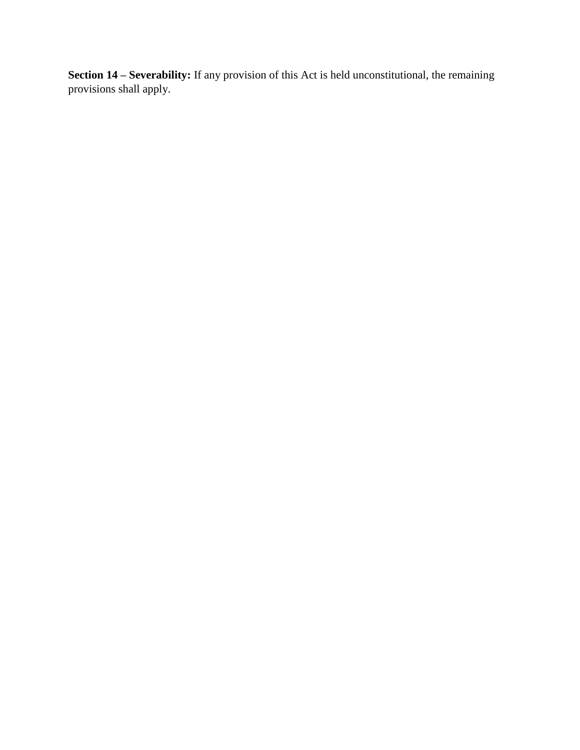**Section 14 – Severability:** If any provision of this Act is held unconstitutional, the remaining provisions shall apply.